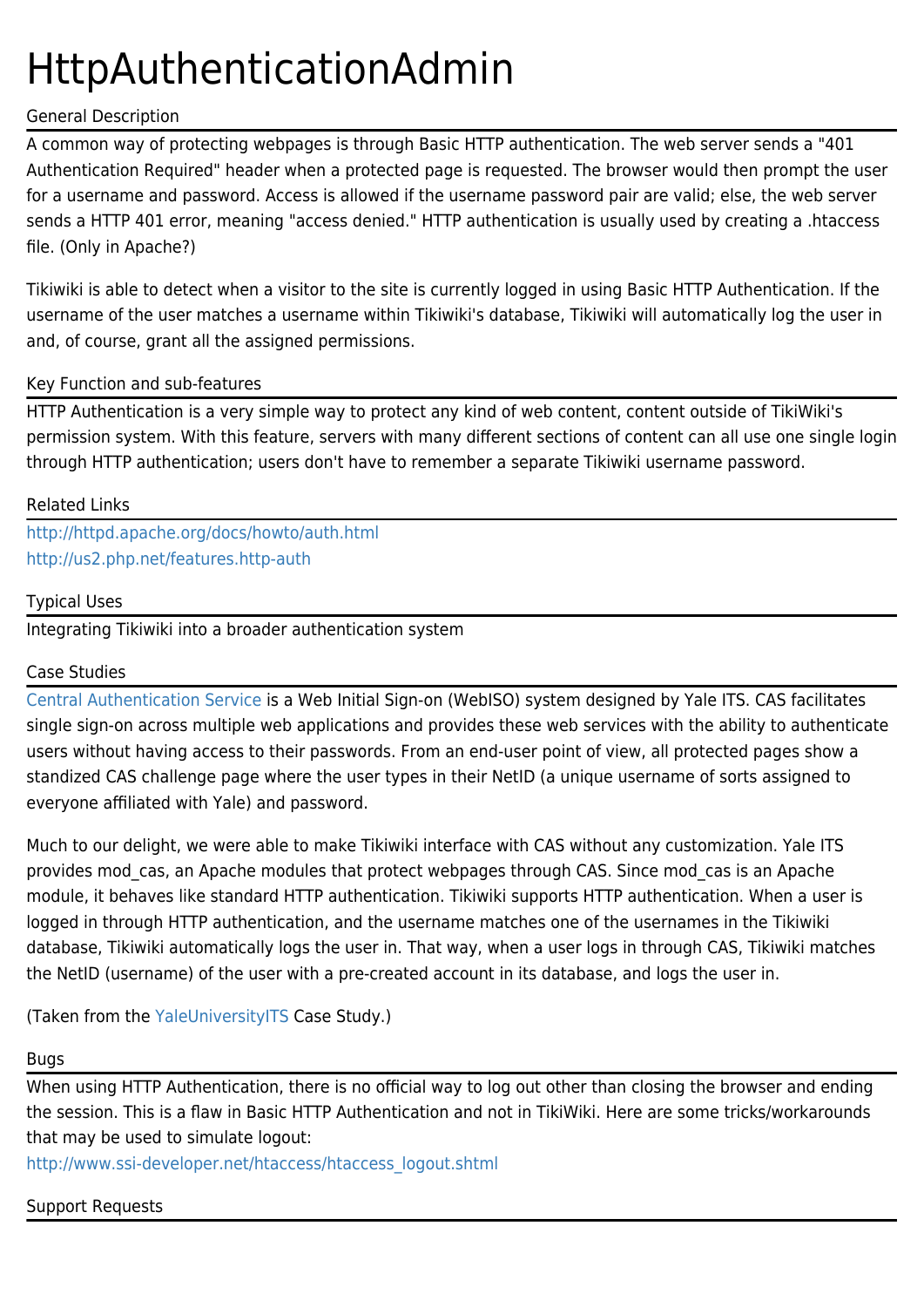# HttpAuthenticationAdmin

## General Description

A common way of protecting webpages is through Basic HTTP authentication. The web server sends a "401 Authentication Required" header when a protected page is requested. The browser would then prompt the user for a username and password. Access is allowed if the username password pair are valid; else, the web server sends a HTTP 401 error, meaning "access denied." HTTP authentication is usually used by creating a .htaccess file. (Only in Apache?)

Tikiwiki is able to detect when a visitor to the site is currently logged in using Basic HTTP Authentication. If the username of the user matches a username within Tikiwiki's database, Tikiwiki will automatically log the user in and, of course, grant all the assigned permissions.

## Key Function and sub-features

HTTP Authentication is a very simple way to protect any kind of web content, content outside of TikiWiki's permission system. With this feature, servers with many different sections of content can all use one single login through HTTP authentication; users don't have to remember a separate Tikiwiki username password.

## Related Links

http://httpd.apache.org/docs/howto/auth.html
http://us2.php.net/features.http-auth

## Typical Uses

Integrating Tikiwiki into a broader authentication system

## Case Studies

Central Authentication Service is a Web Initial Sign-on (WebISO) system designed by Yale ITS. CAS facilitates single sign-on across multiple web applications and provides these web services with the ability to authenticate users without having access to their passwords. From an end-user point of view, all protected pages show a standized CAS challenge page where the user types in their NetID (a unique username of sorts assigned to everyone affiliated with Yale) and password.

Much to our delight, we were able to make Tikiwiki interface with CAS without any customization. Yale ITS provides mod_cas, an Apache modules that protect webpages through CAS. Since mod_cas is an Apache module, it behaves like standard HTTP authentication. Tikiwiki supports HTTP authentication. When a user is logged in through HTTP authentication, and the username matches one of the usernames in the Tikiwiki database, Tikiwiki automatically logs the user in. That way, when a user logs in through CAS, Tikiwiki matches the NetID (username) of the user with a pre-created account in its database, and logs the user in.

(Taken from the YaleUniversityITS Case Study.)

## Bugs

When using HTTP Authentication, there is no official way to log out other than closing the browser and ending the session. This is a flaw in Basic HTTP Authentication and not in TikiWiki. Here are some tricks/workarounds that may be used to simulate logout:
http://www.ssi-developer.net/htaccess/htaccess_logout.shtml

## Support Requests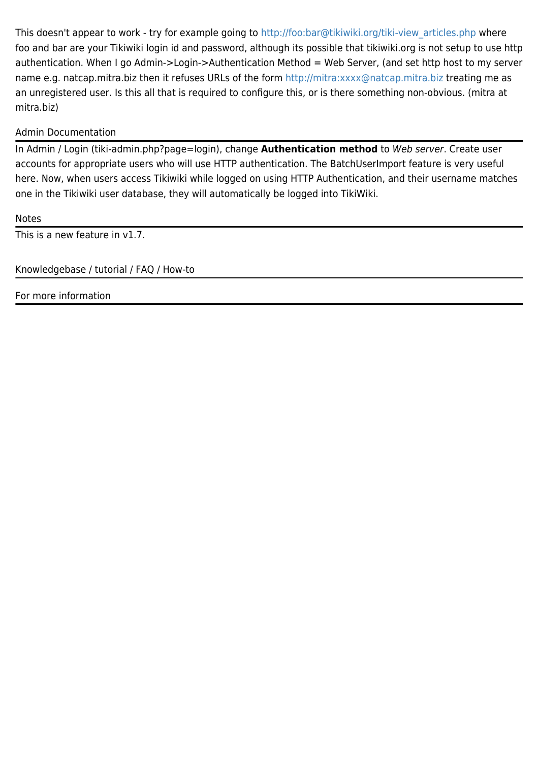This doesn't appear to work - try for example going to http://foo:bar@tikiwiki.org/tiki-view_articles.php where foo and bar are your Tikiwiki login id and password, although its possible that tikiwiki.org is not setup to use http authentication. When I go Admin->Login->Authentication Method = Web Server, (and set http host to my server name e.g. natcap.mitra.biz then it refuses URLs of the form http://mitra:xxxx@natcap.mitra.biz treating me as an unregistered user. Is this all that is required to configure this, or is there something non-obvious. (mitra at mitra.biz)

## Admin Documentation

In Admin / Login (tiki-admin.php?page=login), change **Authentication method** to *Web server*. Create user accounts for appropriate users who will use HTTP authentication. The BatchUserImport feature is very useful here. Now, when users access Tikiwiki while logged on using HTTP Authentication, and their username matches one in the Tikiwiki user database, they will automatically be logged into TikiWiki.

## Notes

This is a new feature in v1.7.

## Knowledgebase / tutorial / FAQ / How-to

## For more information